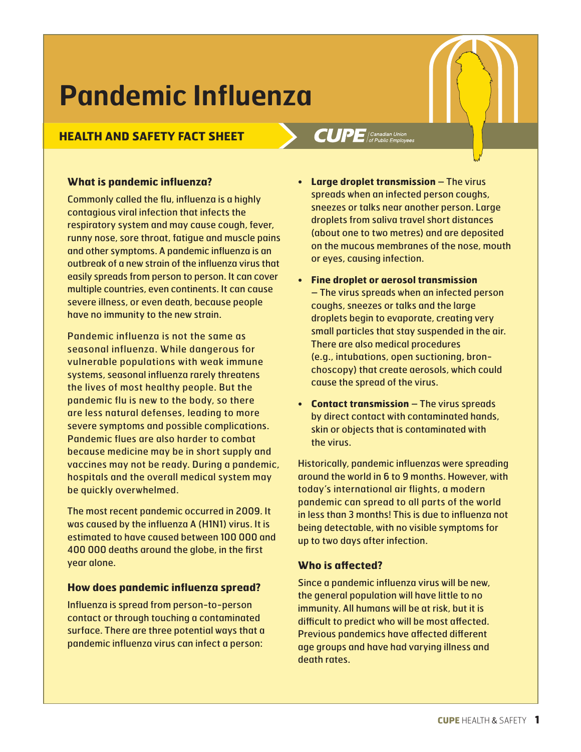# Pandemic Influenza

**HEALTH AND SAFETY FACT SHEET**

CUPE Canadian Union of Public Employees

### What is pandemic influenza?

Commonly called the flu, influenza is a highly contagious viral infection that infects the respiratory system and may cause cough, fever, runny nose, sore throat, fatigue and muscle pains and other symptoms. A pandemic influenza is an outbreak of a new strain of the influenza virus that easily spreads from person to person. It can cover multiple countries, even continents. It can cause severe illness, or even death, because people have no immunity to the new strain.

Pandemic influenza is not the same as seasonal influenza. While dangerous for vulnerable populations with weak immune systems, seasonal influenza rarely threatens the lives of most healthy people. But the pandemic flu is new to the body, so there are less natural defenses, leading to more severe symptoms and possible complications. Pandemic flues are also harder to combat because medicine may be in short supply and vaccines may not be ready. During a pandemic, hospitals and the overall medical system may be quickly overwhelmed.

The most recent pandemic occurred in 2009. It was caused by the influenza A (H1N1) virus. It is estimated to have caused between 100 000 and 400 000 deaths around the globe, in the first year alone.

### How does pandemic influenza spread?

Influenza is spread from person-to-person contact or through touching a contaminated surface. There are three potential ways that a pandemic influenza virus can infect a person:

- **Large droplet transmission** – The virus spreads when an infected person coughs, sneezes or talks near another person. Large droplets from saliva travel short distances (about one to two metres) and are deposited on the mucous membranes of the nose, mouth or eyes, causing infection.
- **Fine droplet or aerosol transmission** – The virus spreads when an infected person coughs, sneezes or talks and the large droplets begin to evaporate, creating very small particles that stay suspended in the air. There are also medical procedures (e.g., intubations, open suctioning, bronchoscopy) that create aerosols, which could cause the spread of the virus.
- **Contact transmission** – The virus spreads by direct contact with contaminated hands, skin or objects that is contaminated with the virus.

Historically, pandemic influenzas were spreading around the world in 6 to 9 months. However, with today's international air flights, a modern pandemic can spread to all parts of the world in less than 3 months! This is due to influenza not being detectable, with no visible symptoms for up to two days after infection.

### Who is affected?

Since a pandemic influenza virus will be new, the general population will have little to no immunity. All humans will be at risk, but it is difficult to predict who will be most affected. Previous pandemics have affected different age groups and have had varying illness and death rates.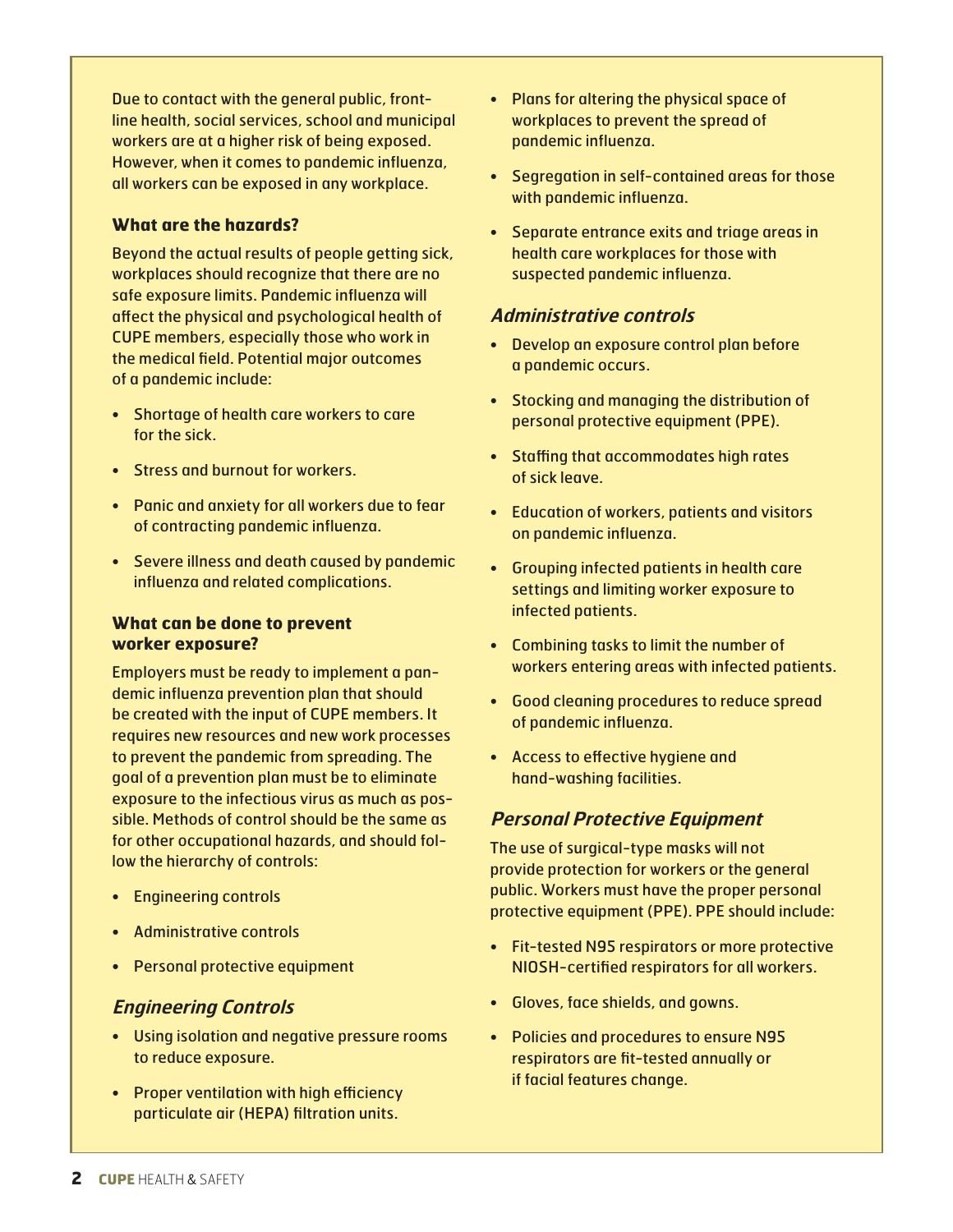Due to contact with the general public, front-line health, social services, school and municipal workers are at a higher risk of being exposed. However, when it comes to pandemic influenza, all workers can be exposed in any workplace.

### What are the hazards?

Beyond the actual results of people getting sick, workplaces should recognize that there are no safe exposure limits. Pandemic influenza will affect the physical and psychological health of CUPE members, especially those who work in the medical field. Potential major outcomes of a pandemic include:

- Shortage of health care workers to care for the sick.
- Stress and burnout for workers.
- Panic and anxiety for all workers due to fear of contracting pandemic influenza.
- Severe illness and death caused by pandemic influenza and related complications.

### What can be done to prevent worker exposure?

Employers must be ready to implement a pandemic influenza prevention plan that should be created with the input of CUPE members. It requires new resources and new work processes to prevent the pandemic from spreading. The goal of a prevention plan must be to eliminate exposure to the infectious virus as much as possible. Methods of control should be the same as for other occupational hazards, and should follow the hierarchy of controls:

- Engineering controls
- Administrative controls
- Personal protective equipment

#### *Engineering Controls*

- Using isolation and negative pressure rooms to reduce exposure.
- Proper ventilation with high efficiency particulate air (HEPA) filtration units.
- Plans for altering the physical space of workplaces to prevent the spread of pandemic influenza.
- Segregation in self-contained areas for those with pandemic influenza.
- Separate entrance exits and triage areas in health care workplaces for those with suspected pandemic influenza.

#### *Administrative controls*

- Develop an exposure control plan before a pandemic occurs.
- Stocking and managing the distribution of personal protective equipment (PPE).
- Staffing that accommodates high rates of sick leave.
- Education of workers, patients and visitors on pandemic influenza.
- Grouping infected patients in health care settings and limiting worker exposure to infected patients.
- Combining tasks to limit the number of workers entering areas with infected patients.
- Good cleaning procedures to reduce spread of pandemic influenza.
- Access to effective hygiene and hand-washing facilities.

#### *Personal Protective Equipment*

The use of surgical-type masks will not provide protection for workers or the general public. Workers must have the proper personal protective equipment (PPE). PPE should include:

- Fit-tested N95 respirators or more protective NIOSH-certified respirators for all workers.
- Gloves, face shields, and gowns.
- Policies and procedures to ensure N95 respirators are fit-tested annually or if facial features change.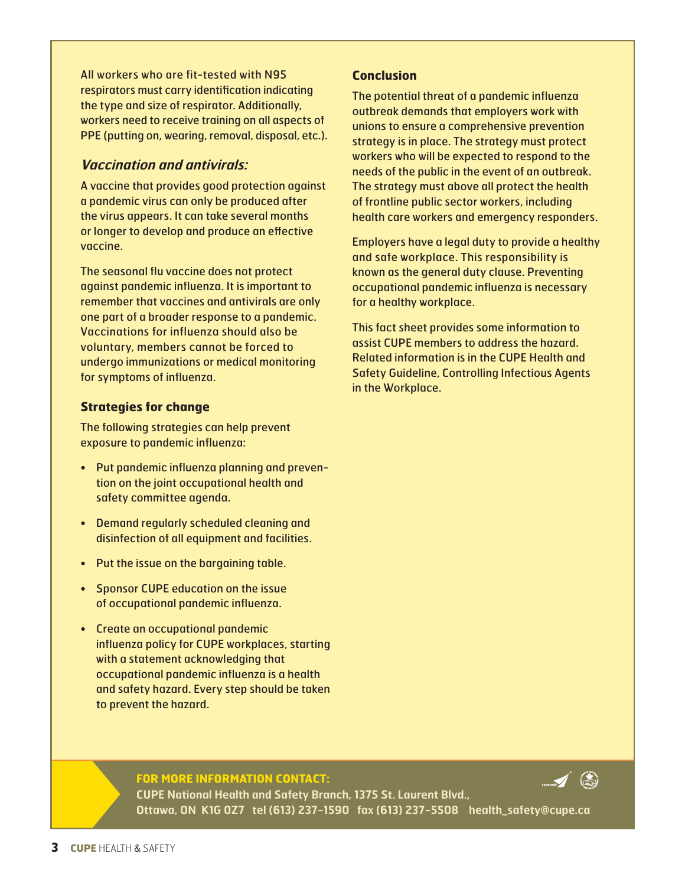All workers who are fit-tested with N95 respirators must carry identification indicating the type and size of respirator. Additionally, workers need to receive training on all aspects of PPE (putting on, wearing, removal, disposal, etc.).

### *Vaccination and antivirals:*

A vaccine that provides good protection against a pandemic virus can only be produced after the virus appears. It can take several months or longer to develop and produce an effective vaccine.

The seasonal flu vaccine does not protect against pandemic influenza. It is important to remember that vaccines and antivirals are only one part of a broader response to a pandemic. Vaccinations for influenza should also be voluntary, members cannot be forced to undergo immunizations or medical monitoring for symptoms of influenza.

## Strategies for change

The following strategies can help prevent exposure to pandemic influenza:

- Put pandemic influenza planning and prevention on the joint occupational health and safety committee agenda.
- Demand regularly scheduled cleaning and disinfection of all equipment and facilities.
- Put the issue on the bargaining table.
- Sponsor CUPE education on the issue of occupational pandemic influenza.
- Create an occupational pandemic influenza policy for CUPE workplaces, starting with a statement acknowledging that occupational pandemic influenza is a health and safety hazard. Every step should be taken to prevent the hazard.

## Conclusion

The potential threat of a pandemic influenza outbreak demands that employers work with unions to ensure a comprehensive prevention strategy is in place. The strategy must protect workers who will be expected to respond to the needs of the public in the event of an outbreak. The strategy must above all protect the health of frontline public sector workers, including health care workers and emergency responders.

Employers have a legal duty to provide a healthy and safe workplace. This responsibility is known as the general duty clause. Preventing occupational pandemic influenza is necessary for a healthy workplace.

This fact sheet provides some information to assist CUPE members to address the hazard. Related information is in the CUPE Health and Safety Guideline, Controlling Infectious Agents in the Workplace.

**FOR MORE INFORMATION CONTACT:**
CUPE National Health and Safety Branch, 1375 St. Laurent Blvd., Ottawa, ON K1G 0Z7 tel (613) 237-1590 fax (613) 237-5508 health_safety@cupe.ca